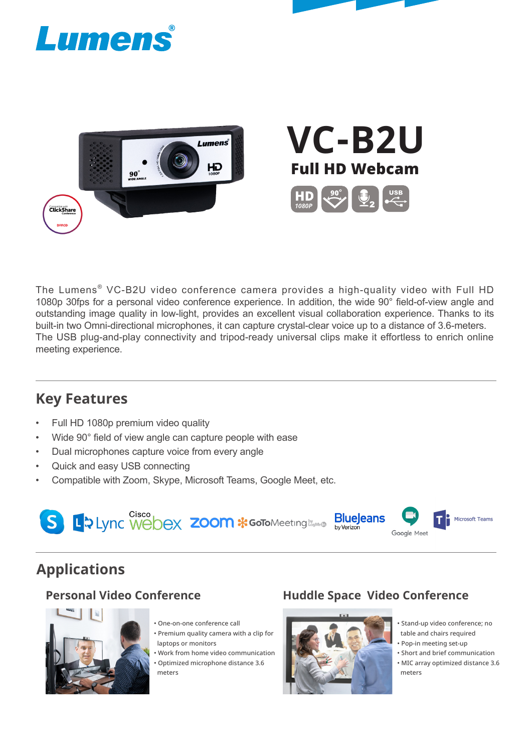Lumens®

# VC-B2U

## Full HD Webcam

The Lumens® VC-B2U video conference camera provides a high-quality video with Full HD 1080p 30fps for a personal video conference experience. In addition, the wide 90° field-of-view angle and outstanding image quality in low-light, provides an excellent visual collaboration experience. Thanks to its built-in two Omni-directional microphones, it can capture crystal-clear voice up to a distance of 3.6-meters. The USB plug-and-play connectivity and tripod-ready universal clips make it effortless to enrich online meeting experience.

## Key Features

- Full HD 1080p premium video quality
- Wide 90° field of view angle can capture people with ease
- Dual microphones capture voice from every angle
- Quick and easy USB connecting
- Compatible with Zoom, Skype, Microsoft Teams, Google Meet, etc.

## Applications

### Personal Video Conference

- One-on-one conference call
- Premium quality camera with a clip for laptops or monitors
- Work from home video communication
- Optimized microphone distance 3.6 meters

### Huddle Space Video Conference

- Stand-up video conference; no table and chairs required
- Pop-in meeting set-up
- Short and brief communication
- MIC array optimized distance 3.6 meters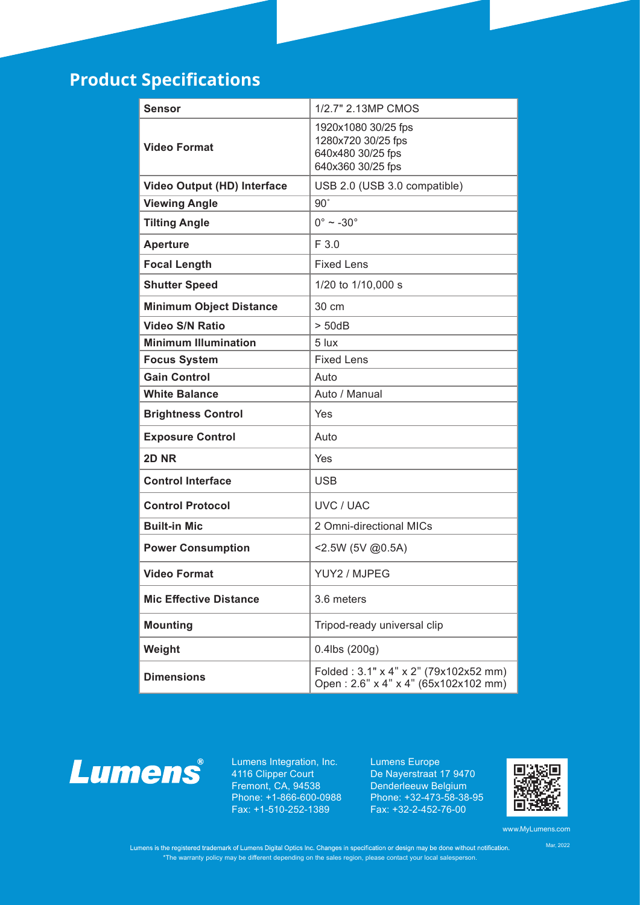## Product Specifications

| | |
|---|---|
| **Sensor** | 1/2.7" 2.13MP CMOS |
| **Video Format** | 1920x1080 30/25 fps<br>1280x720 30/25 fps<br>640x480 30/25 fps<br>640x360 30/25 fps |
| **Video Output (HD) Interface** | USB 2.0 (USB 3.0 compatible) |
| **Viewing Angle** | 90˚ |
| **Tilting Angle** | 0° ~ -30° |
| **Aperture** | F 3.0 |
| **Focal Length** | Fixed Lens |
| **Shutter Speed** | 1/20 to 1/10,000 s |
| **Minimum Object Distance** | 30 cm |
| **Video S/N Ratio** | > 50dB |
| **Minimum Illumination** | 5 lux |
| **Focus System** | Fixed Lens |
| **Gain Control** | Auto |
| **White Balance** | Auto / Manual |
| **Brightness Control** | Yes |
| **Exposure Control** | Auto |
| **2D NR** | Yes |
| **Control Interface** | USB |
| **Control Protocol** | UVC / UAC |
| **Built-in Mic** | 2 Omni-directional MICs |
| **Power Consumption** | <2.5W (5V @0.5A) |
| **Video Format** | YUY2 / MJPEG |
| **Mic Effective Distance** | 3.6 meters |
| **Mounting** | Tripod-ready universal clip |
| **Weight** | 0.4lbs (200g) |
| **Dimensions** | Folded : 3.1" x 4" x 2" (79x102x52 mm)<br>Open : 2.6" x 4" x 4" (65x102x102 mm) |

**Lumens®**

Lumens Integration, Inc.
4116 Clipper Court
Fremont, CA, 94538
Phone: +1-866-600-0988
Fax: +1-510-252-1389

Lumens Europe
De Nayerstraat 17 9470
Denderleeuw Belgium
Phone: +32-473-58-38-95
Fax: +32-2-452-76-00

www.MyLumens.com

Lumens is the registered trademark of Lumens Digital Optics Inc. Changes in specification or design may be done without notification.
*The warranty policy may be different depending on the sales region, please contact your local salesperson.

Mar, 2022